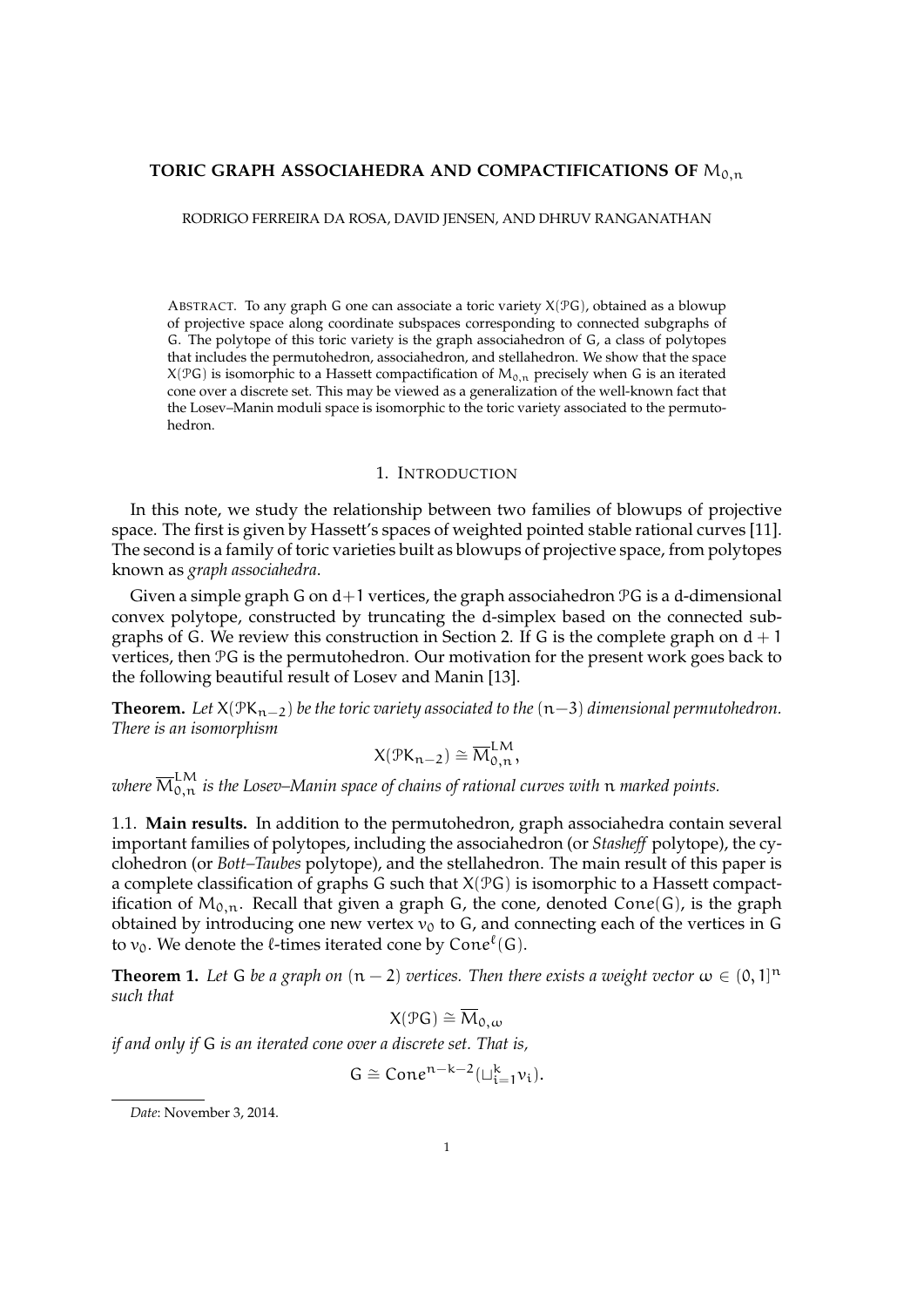# TORIC GRAPH ASSOCIAHEDRA AND COMPACTIFICATIONS OF $M_{0,n}$

RODRIGO FERREIRA DA ROSA, DAVID JENSEN, AND DHRUV RANGANATHAN

ABSTRACT. To any graph G one can associate a toric variety $X(\mathcal{P}G)$, obtained as a blowup of projective space along coordinate subspaces corresponding to connected subgraphs of G. The polytope of this toric variety is the graph associahedron of G, a class of polytopes that includes the permutohedron, associahedron, and stellahedron. We show that the space $X(\mathcal{P}G)$ is isomorphic to a Hassett compactification of $M_{0,n}$ precisely when G is an iterated cone over a discrete set. This may be viewed as a generalization of the well-known fact that the Losev–Manin moduli space is isomorphic to the toric variety associated to the permutohedron.

## 1. INTRODUCTION

In this note, we study the relationship between two families of blowups of projective space. The first is given by Hassett's spaces of weighted pointed stable rational curves [11]. The second is a family of toric varieties built as blowups of projective space, from polytopes known as *graph associahedra*.

Given a simple graph G on $d+1$ vertices, the graph associahedron $\mathcal{P}G$ is a d-dimensional convex polytope, constructed by truncating the d-simplex based on the connected subgraphs of G. We review this construction in Section 2. If G is the complete graph on $d+1$ vertices, then $\mathcal{P}G$ is the permutohedron. Our motivation for the present work goes back to the following beautiful result of Losev and Manin [13].

**Theorem.** *Let $X(\mathcal{P}K_{n-2})$ be the toric variety associated to the $(n-3)$ dimensional permutohedron. There is an isomorphism*

$$X(\mathcal{P}K_{n-2}) \cong \overline{M}_{0,n}^{LM},$$

*where $\overline{M}_{0,n}^{LM}$ is the Losev–Manin space of chains of rational curves with n marked points.*

1.1. **Main results.** In addition to the permutohedron, graph associahedra contain several important families of polytopes, including the associahedron (or *Stasheff* polytope), the cyclohedron (or *Bott–Taubes* polytope), and the stellahedron. The main result of this paper is a complete classification of graphs G such that $X(\mathcal{P}G)$ is isomorphic to a Hassett compactification of $M_{0,n}$. Recall that given a graph G, the cone, denoted $\mathrm{Cone}(G)$, is the graph obtained by introducing one new vertex $v_0$ to G, and connecting each of the vertices in G to $v_0$. We denote the $\ell$-times iterated cone by $\mathrm{Cone}^{\ell}(G)$.

**Theorem 1.** *Let G be a graph on $(n-2)$ vertices. Then there exists a weight vector $\omega \in (0,1]^n$ such that*

$$X(\mathcal{P}G) \cong \overline{M}_{0,\omega}$$

*if and only if G is an iterated cone over a discrete set. That is,*

$$G \cong \mathrm{Cone}^{n-k-2}(\sqcup_{i=1}^{k} v_i).$$

*Date*: November 3, 2014.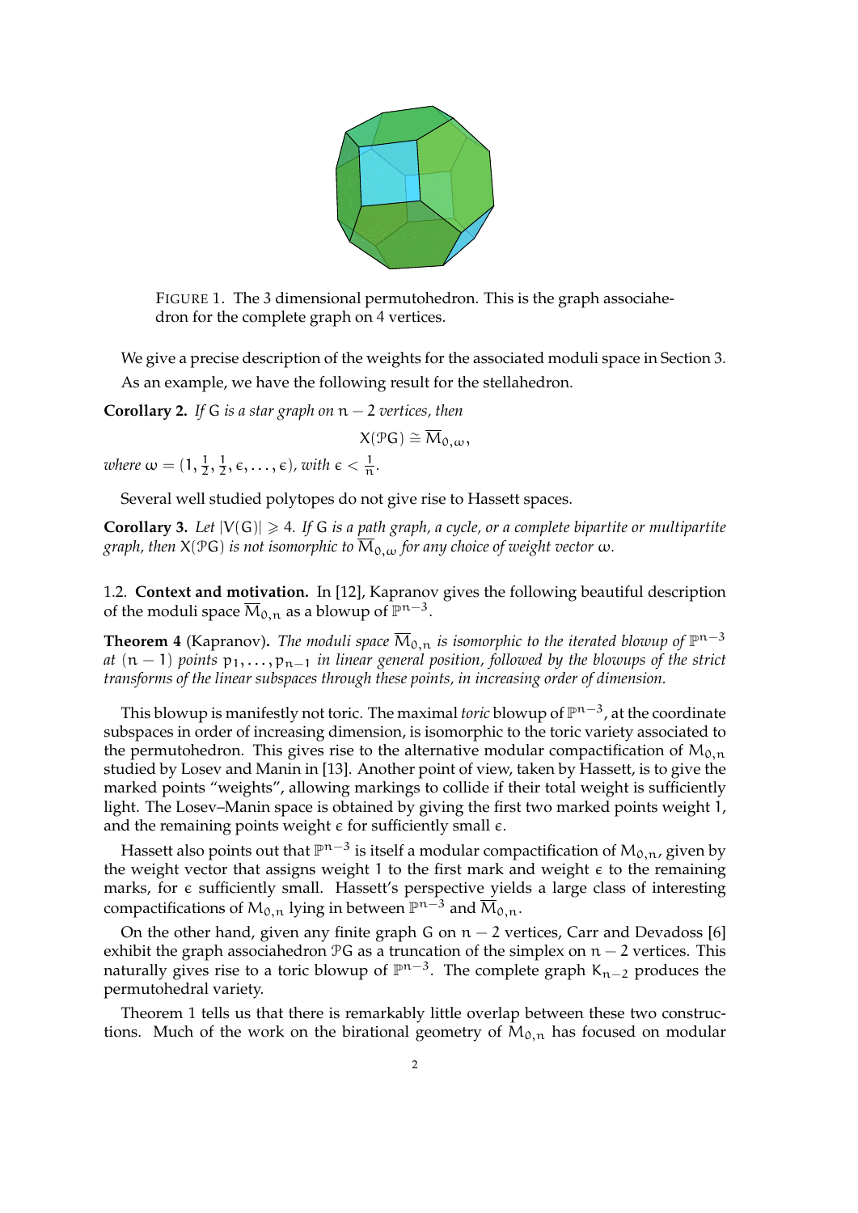FIGURE 1. The 3 dimensional permutohedron. This is the graph associahedron for the complete graph on 4 vertices.

We give a precise description of the weights for the associated moduli space in Section 3.

As an example, we have the following result for the stellahedron.

**Corollary 2.** *If G is a star graph on $n-2$ vertices, then*

$$X(\mathcal{P}G) \cong \overline{M}_{0,\omega},$$

*where* $\omega = (1, \frac{1}{2}, \frac{1}{2}, \epsilon, \ldots, \epsilon)$, *with* $\epsilon < \frac{1}{n}$.

Several well studied polytopes do not give rise to Hassett spaces.

**Corollary 3.** *Let $|V(G)| \geqslant 4$. If G is a path graph, a cycle, or a complete bipartite or multipartite graph, then $X(\mathcal{P}G)$ is not isomorphic to $\overline{M}_{0,\omega}$ for any choice of weight vector $\omega$.*

1.2. **Context and motivation.** In [12], Kapranov gives the following beautiful description of the moduli space $\overline{M}_{0,n}$ as a blowup of $\mathbb{P}^{n-3}$.

**Theorem 4** (Kapranov). *The moduli space $\overline{M}_{0,n}$ is isomorphic to the iterated blowup of $\mathbb{P}^{n-3}$ at $(n-1)$ points $p_1, \ldots, p_{n-1}$ in linear general position, followed by the blowups of the strict transforms of the linear subspaces through these points, in increasing order of dimension.*

This blowup is manifestly not toric. The maximal *toric* blowup of $\mathbb{P}^{n-3}$, at the coordinate subspaces in order of increasing dimension, is isomorphic to the toric variety associated to the permutohedron. This gives rise to the alternative modular compactification of $M_{0,n}$ studied by Losev and Manin in [13]. Another point of view, taken by Hassett, is to give the marked points "weights", allowing markings to collide if their total weight is sufficiently light. The Losev–Manin space is obtained by giving the first two marked points weight 1, and the remaining points weight $\epsilon$ for sufficiently small $\epsilon$.

Hassett also points out that $\mathbb{P}^{n-3}$ is itself a modular compactification of $M_{0,n}$, given by the weight vector that assigns weight 1 to the first mark and weight $\epsilon$ to the remaining marks, for $\epsilon$ sufficiently small. Hassett's perspective yields a large class of interesting compactifications of $M_{0,n}$ lying in between $\mathbb{P}^{n-3}$ and $\overline{M}_{0,n}$.

On the other hand, given any finite graph G on $n-2$ vertices, Carr and Devadoss [6] exhibit the graph associahedron $\mathcal{P}G$ as a truncation of the simplex on $n-2$ vertices. This naturally gives rise to a toric blowup of $\mathbb{P}^{n-3}$. The complete graph $K_{n-2}$ produces the permutohedral variety.

Theorem 1 tells us that there is remarkably little overlap between these two constructions. Much of the work on the birational geometry of $\overline{M}_{0,n}$ has focused on modular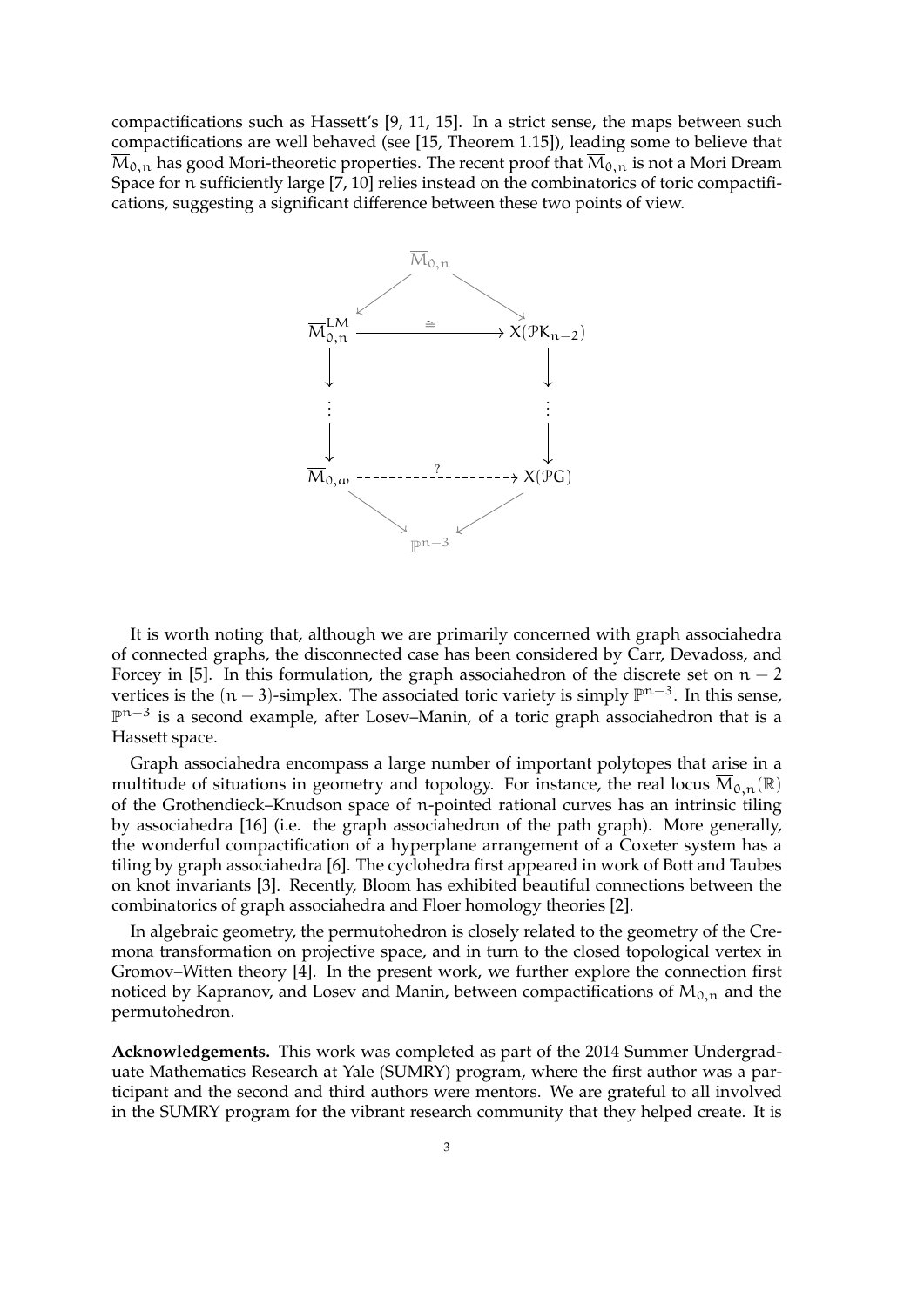compactifications such as Hassett's [9, 11, 15]. In a strict sense, the maps between such compactifications are well behaved (see [15, Theorem 1.15]), leading some to believe that $\overline{M}_{0,n}$ has good Mori-theoretic properties. The recent proof that $\overline{M}_{0,n}$ is not a Mori Dream Space for $n$ sufficiently large [7, 10] relies instead on the combinatorics of toric compactifications, suggesting a significant difference between these two points of view.

$$
\begin{array}{ccccc}
 & & \overline{M}_{0,n} & & \\
 & \swarrow & & \searrow & \\
\overline{M}_{0,n}^{LM} & & \xrightarrow{\quad\cong\quad} & & X(\mathcal{P}K_{n-2}) \\
\downarrow & & & & \downarrow \\
\vdots & & & & \vdots \\
\downarrow & & & & \downarrow \\
\overline{M}_{0,\omega} & & \overset{?}{\dashrightarrow} & & X(\mathcal{P}G) \\
 & \searrow & & \swarrow & \\
 & & \mathbb{P}^{n-3} & &
\end{array}
$$

It is worth noting that, although we are primarily concerned with graph associahedra of connected graphs, the disconnected case has been considered by Carr, Devadoss, and Forcey in [5]. In this formulation, the graph associahedron of the discrete set on $n-2$ vertices is the $(n-3)$-simplex. The associated toric variety is simply $\mathbb{P}^{n-3}$. In this sense, $\mathbb{P}^{n-3}$ is a second example, after Losev–Manin, of a toric graph associahedron that is a Hassett space.

Graph associahedra encompass a large number of important polytopes that arise in a multitude of situations in geometry and topology. For instance, the real locus $\overline{M}_{0,n}(\mathbb{R})$ of the Grothendieck–Knudson space of $n$-pointed rational curves has an intrinsic tiling by associahedra [16] (i.e. the graph associahedron of the path graph). More generally, the wonderful compactification of a hyperplane arrangement of a Coxeter system has a tiling by graph associahedra [6]. The cyclohedra first appeared in work of Bott and Taubes on knot invariants [3]. Recently, Bloom has exhibited beautiful connections between the combinatorics of graph associahedra and Floer homology theories [2].

In algebraic geometry, the permutohedron is closely related to the geometry of the Cremona transformation on projective space, and in turn to the closed topological vertex in Gromov–Witten theory [4]. In the present work, we further explore the connection first noticed by Kapranov, and Losev and Manin, between compactifications of $M_{0,n}$ and the permutohedron.

**Acknowledgements.** This work was completed as part of the 2014 Summer Undergraduate Mathematics Research at Yale (SUMRY) program, where the first author was a participant and the second and third authors were mentors. We are grateful to all involved in the SUMRY program for the vibrant research community that they helped create. It is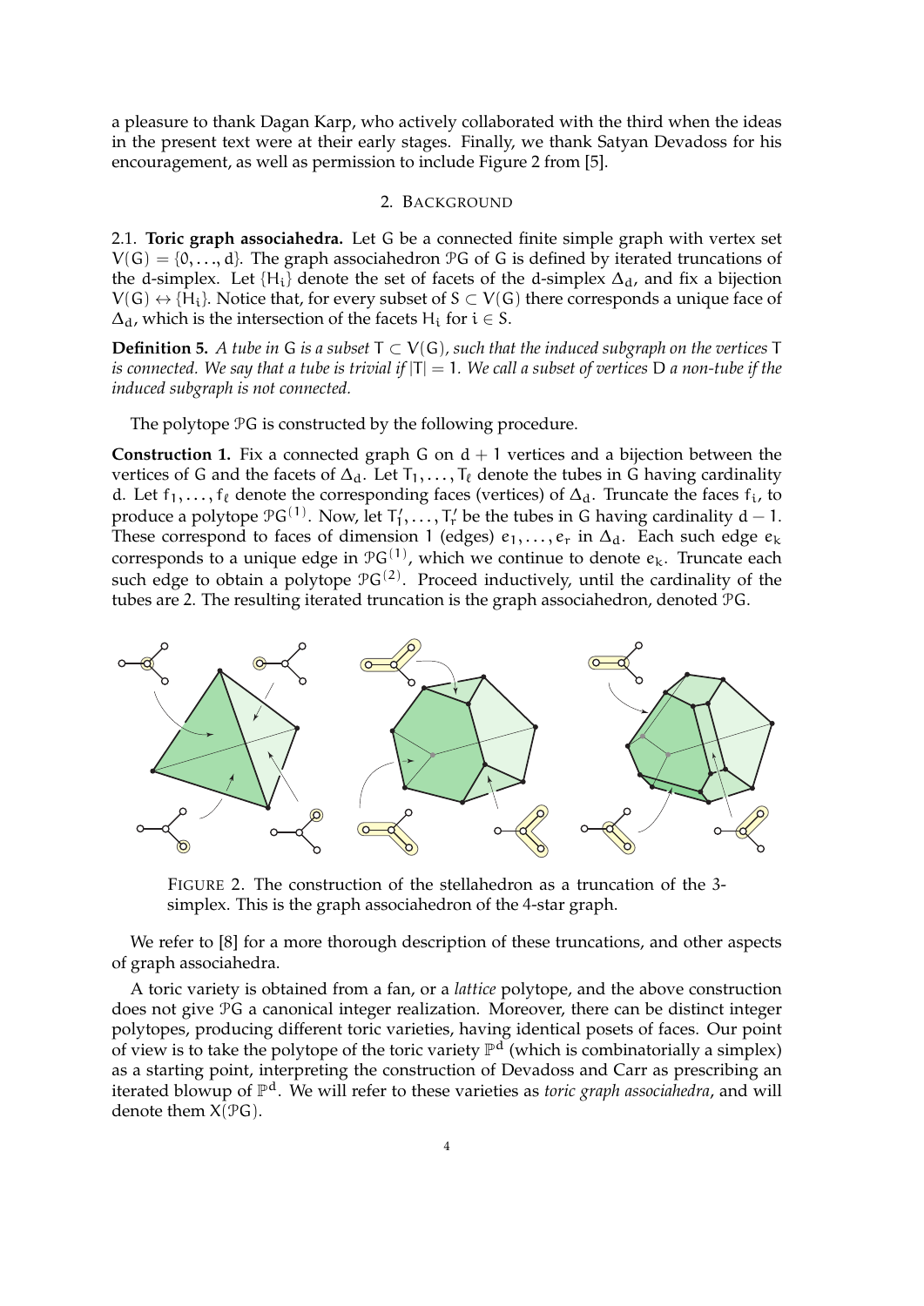a pleasure to thank Dagan Karp, who actively collaborated with the third when the ideas in the present text were at their early stages. Finally, we thank Satyan Devadoss for his encouragement, as well as permission to include Figure 2 from [5].

## 2. Background

2.1. **Toric graph associahedra.** Let $G$ be a connected finite simple graph with vertex set $V(G) = \{0, \ldots, d\}$. The graph associahedron $\mathcal{P}G$ of $G$ is defined by iterated truncations of the d-simplex. Let $\{H_i\}$ denote the set of facets of the d-simplex $\Delta_d$, and fix a bijection $V(G) \leftrightarrow \{H_i\}$. Notice that, for every subset of $S \subset V(G)$ there corresponds a unique face of $\Delta_d$, which is the intersection of the facets $H_i$ for $i \in S$.

**Definition 5.** *A tube in $G$ is a subset $T \subset V(G)$, such that the induced subgraph on the vertices $T$ is connected. We say that a tube is trivial if $|T| = 1$. We call a subset of vertices $D$ a non-tube if the induced subgraph is not connected.*

The polytope $\mathcal{P}G$ is constructed by the following procedure.

**Construction 1.** Fix a connected graph $G$ on $d + 1$ vertices and a bijection between the vertices of $G$ and the facets of $\Delta_d$. Let $T_1, \ldots, T_\ell$ denote the tubes in $G$ having cardinality $d$. Let $f_1, \ldots, f_\ell$ denote the corresponding faces (vertices) of $\Delta_d$. Truncate the faces $f_i$, to produce a polytope $\mathcal{P}G^{(1)}$. Now, let $T'_1, \ldots, T'_r$ be the tubes in $G$ having cardinality $d - 1$. These correspond to faces of dimension 1 (edges) $e_1, \ldots, e_r$ in $\Delta_d$. Each such edge $e_k$ corresponds to a unique edge in $\mathcal{P}G^{(1)}$, which we continue to denote $e_k$. Truncate each such edge to obtain a polytope $\mathcal{P}G^{(2)}$. Proceed inductively, until the cardinality of the tubes are 2. The resulting iterated truncation is the graph associahedron, denoted $\mathcal{P}G$.

FIGURE 2. The construction of the stellahedron as a truncation of the 3-simplex. This is the graph associahedron of the 4-star graph.

We refer to [8] for a more thorough description of these truncations, and other aspects of graph associahedra.

A toric variety is obtained from a fan, or a *lattice* polytope, and the above construction does not give $\mathcal{P}G$ a canonical integer realization. Moreover, there can be distinct integer polytopes, producing different toric varieties, having identical posets of faces. Our point of view is to take the polytope of the toric variety $\mathbb{P}^d$ (which is combinatorially a simplex) as a starting point, interpreting the construction of Devadoss and Carr as prescribing an iterated blowup of $\mathbb{P}^d$. We will refer to these varieties as *toric graph associahedra*, and will denote them $X(\mathcal{P}G)$.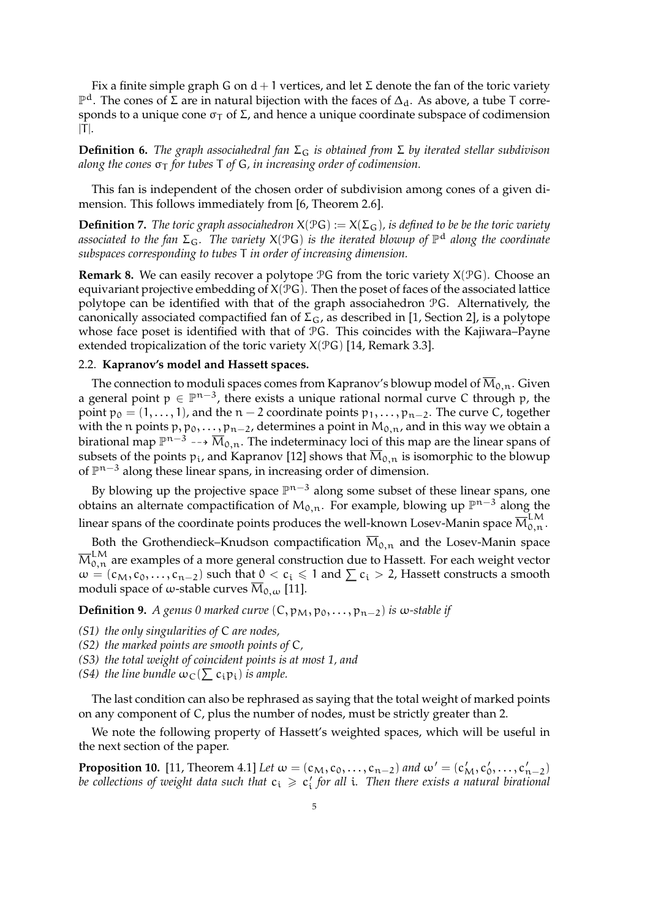Fix a finite simple graph $G$ on $d+1$ vertices, and let $\Sigma$ denote the fan of the toric variety $\mathbb{P}^d$. The cones of $\Sigma$ are in natural bijection with the faces of $\Delta_d$. As above, a tube $T$ corresponds to a unique cone $\sigma_T$ of $\Sigma$, and hence a unique coordinate subspace of codimension $|T|$.

**Definition 6.** *The graph associahedral fan $\Sigma_G$ is obtained from $\Sigma$ by iterated stellar subdivison along the cones $\sigma_T$ for tubes $T$ of $G$, in increasing order of codimension.*

This fan is independent of the chosen order of subdivision among cones of a given dimension. This follows immediately from [6, Theorem 2.6].

**Definition 7.** *The toric graph associahedron $X(\mathcal{P}G) := X(\Sigma_G)$, is defined to be be the toric variety associated to the fan $\Sigma_G$. The variety $X(\mathcal{P}G)$ is the iterated blowup of $\mathbb{P}^d$ along the coordinate subspaces corresponding to tubes $T$ in order of increasing dimension.*

**Remark 8.** We can easily recover a polytope $\mathcal{P}G$ from the toric variety $X(\mathcal{P}G)$. Choose an equivariant projective embedding of $X(\mathcal{P}G)$. Then the poset of faces of the associated lattice polytope can be identified with that of the graph associahedron $\mathcal{P}G$. Alternatively, the canonically associated compactified fan of $\Sigma_G$, as described in [1, Section 2], is a polytope whose face poset is identified with that of $\mathcal{P}G$. This coincides with the Kajiwara–Payne extended tropicalization of the toric variety $X(\mathcal{P}G)$ [14, Remark 3.3].

### 2.2. Kapranov's model and Hassett spaces.

The connection to moduli spaces comes from Kapranov's blowup model of $\overline{M}_{0,n}$. Given a general point $p \in \mathbb{P}^{n-3}$, there exists a unique rational normal curve $C$ through $p$, the point $p_0 = (1, \dots, 1)$, and the $n-2$ coordinate points $p_1, \dots, p_{n-2}$. The curve $C$, together with the $n$ points $p, p_0, \dots, p_{n-2}$, determines a point in $M_{0,n}$, and in this way we obtain a birational map $\mathbb{P}^{n-3} \dashrightarrow \overline{M}_{0,n}$. The indeterminacy loci of this map are the linear spans of subsets of the points $p_i$, and Kapranov [12] shows that $\overline{M}_{0,n}$ is isomorphic to the blowup of $\mathbb{P}^{n-3}$ along these linear spans, in increasing order of dimension.

By blowing up the projective space $\mathbb{P}^{n-3}$ along some subset of these linear spans, one obtains an alternate compactification of $M_{0,n}$. For example, blowing up $\mathbb{P}^{n-3}$ along the linear spans of the coordinate points produces the well-known Losev-Manin space $\overline{M}_{0,n}^{LM}$.

Both the Grothendieck–Knudson compactification $\overline{M}_{0,n}$ and the Losev-Manin space $\overline{M}_{0,n}^{LM}$ are examples of a more general construction due to Hassett. For each weight vector $\omega = (c_M, c_0, \dots, c_{n-2})$ such that $0 < c_i \leqslant 1$ and $\sum c_i > 2$, Hassett constructs a smooth moduli space of $\omega$-stable curves $\overline{M}_{0,\omega}$ [11].

**Definition 9.** *A genus 0 marked curve $(C, p_M, p_0, \dots, p_{n-2})$ is $\omega$-stable if*

*(S1) the only singularities of $C$ are nodes,*
*(S2) the marked points are smooth points of $C$,*
*(S3) the total weight of coincident points is at most 1, and*
*(S4) the line bundle $\omega_C(\sum c_i p_i)$ is ample.*

The last condition can also be rephrased as saying that the total weight of marked points on any component of $C$, plus the number of nodes, must be strictly greater than 2.

We note the following property of Hassett's weighted spaces, which will be useful in the next section of the paper.

**Proposition 10.** [11, Theorem 4.1] *Let $\omega = (c_M, c_0, \dots, c_{n-2})$ and $\omega' = (c'_M, c'_0, \dots, c'_{n-2})$ be collections of weight data such that $c_i \geqslant c'_i$ for all $i$. Then there exists a natural birational*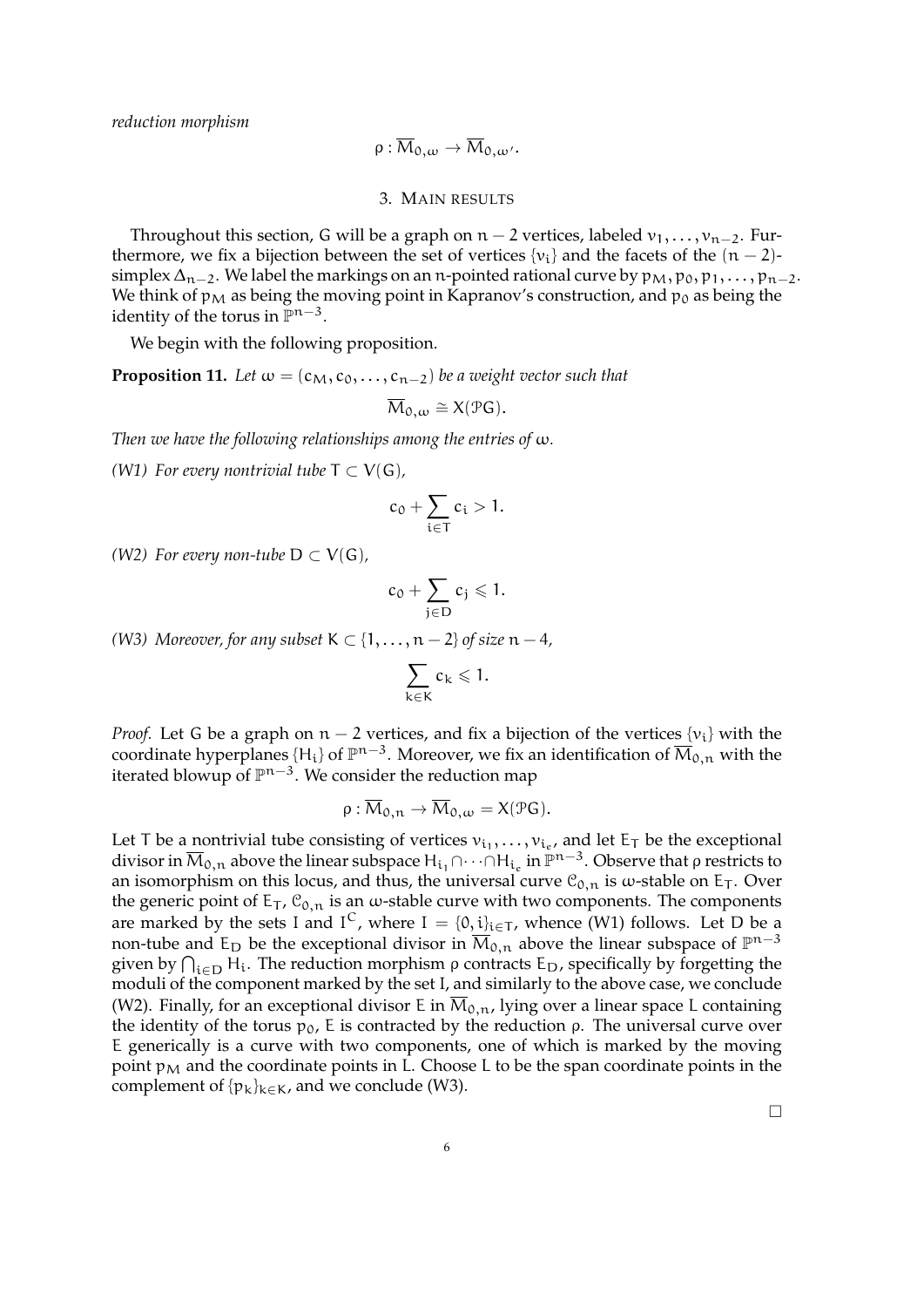*reduction morphism*

$$\rho : \overline{M}_{0,\omega} \to \overline{M}_{0,\omega'}.$$

## 3. Main results

Throughout this section, $G$ will be a graph on $n-2$ vertices, labeled $v_1, \dots, v_{n-2}$. Furthermore, we fix a bijection between the set of vertices $\{v_i\}$ and the facets of the $(n-2)$-simplex $\Delta_{n-2}$. We label the markings on an $n$-pointed rational curve by $p_M, p_0, p_1, \dots, p_{n-2}$. We think of $p_M$ as being the moving point in Kapranov's construction, and $p_0$ as being the identity of the torus in $\mathbb{P}^{n-3}$.

We begin with the following proposition.

**Proposition 11.** *Let $\omega = (c_M, c_0, \dots, c_{n-2})$ be a weight vector such that*

$$\overline{M}_{0,\omega} \cong X(\mathcal{P}G).$$

*Then we have the following relationships among the entries of $\omega$.*

*(W1) For every nontrivial tube $T \subset V(G)$,*

$$c_0 + \sum_{i \in T} c_i > 1.$$

*(W2) For every non-tube $D \subset V(G)$,*

$$c_0 + \sum_{j \in D} c_j \leqslant 1.$$

*(W3) Moreover, for any subset $K \subset \{1, \dots, n-2\}$ of size $n-4$,*

$$\sum_{k \in K} c_k \leqslant 1.$$

*Proof.* Let $G$ be a graph on $n-2$ vertices, and fix a bijection of the vertices $\{v_i\}$ with the coordinate hyperplanes $\{H_i\}$ of $\mathbb{P}^{n-3}$. Moreover, we fix an identification of $\overline{M}_{0,n}$ with the iterated blowup of $\mathbb{P}^{n-3}$. We consider the reduction map

$$\rho : \overline{M}_{0,n} \to \overline{M}_{0,\omega} = X(\mathcal{P}G).$$

Let $T$ be a nontrivial tube consisting of vertices $v_{i_1}, \dots, v_{i_e}$, and let $E_T$ be the exceptional divisor in $\overline{M}_{0,n}$ above the linear subspace $H_{i_1} \cap \dots \cap H_{i_e}$ in $\mathbb{P}^{n-3}$. Observe that $\rho$ restricts to an isomorphism on this locus, and thus, the universal curve $\mathcal{C}_{0,n}$ is $\omega$-stable on $E_T$. Over the generic point of $E_T$, $\mathcal{C}_{0,n}$ is an $\omega$-stable curve with two components. The components are marked by the sets $I$ and $I^C$, where $I = \{0, i\}_{i \in T}$, whence (W1) follows. Let $D$ be a non-tube and $E_D$ be the exceptional divisor in $\overline{M}_{0,n}$ above the linear subspace of $\mathbb{P}^{n-3}$ given by $\bigcap_{i \in D} H_i$. The reduction morphism $\rho$ contracts $E_D$, specifically by forgetting the moduli of the component marked by the set $I$, and similarly to the above case, we conclude (W2). Finally, for an exceptional divisor $E$ in $\overline{M}_{0,n}$, lying over a linear space $L$ containing the identity of the torus $p_0$, $E$ is contracted by the reduction $\rho$. The universal curve over $E$ generically is a curve with two components, one of which is marked by the moving point $p_M$ and the coordinate points in $L$. Choose $L$ to be the span coordinate points in the complement of $\{p_k\}_{k \in K}$, and we conclude (W3).

$\square$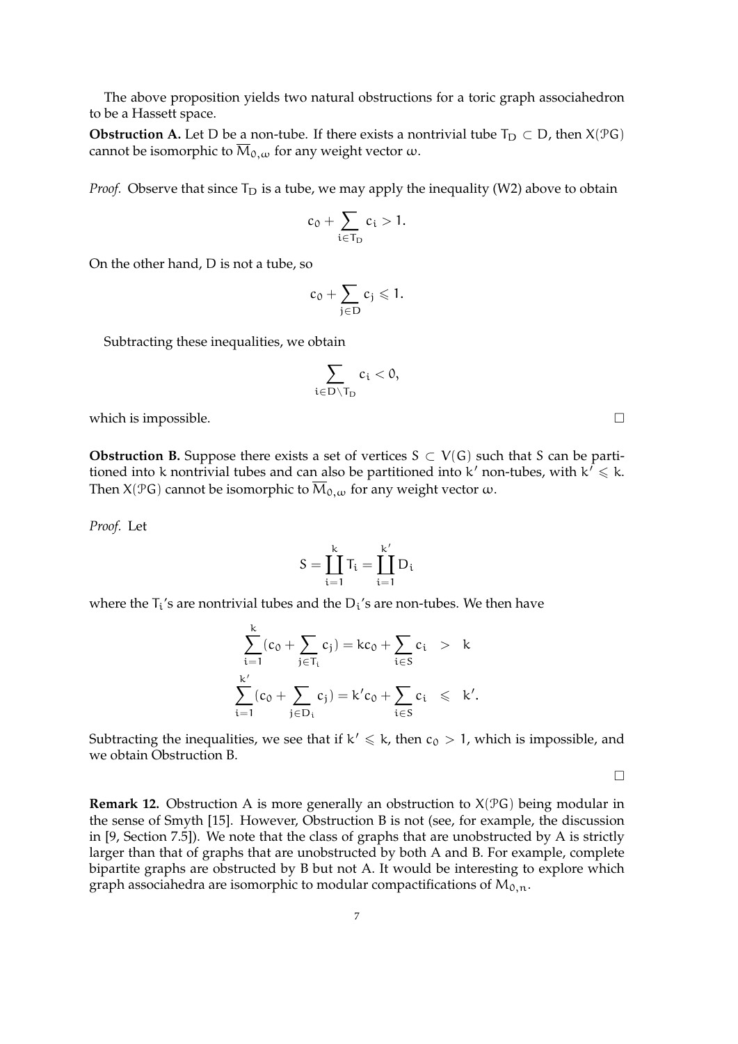The above proposition yields two natural obstructions for a toric graph associahedron to be a Hassett space.

**Obstruction A.** Let $D$ be a non-tube. If there exists a nontrivial tube $T_D \subset D$, then $X(\mathcal{P}G)$ cannot be isomorphic to $\overline{M}_{0,\omega}$ for any weight vector $\omega$.

*Proof.* Observe that since $T_D$ is a tube, we may apply the inequality (W2) above to obtain

$$c_0 + \sum_{i \in T_D} c_i > 1.$$

On the other hand, $D$ is not a tube, so

$$c_0 + \sum_{j \in D} c_j \leqslant 1.$$

Subtracting these inequalities, we obtain

$$\sum_{i \in D \setminus T_D} c_i < 0,$$

which is impossible. □

**Obstruction B.** Suppose there exists a set of vertices $S \subset V(G)$ such that $S$ can be partitioned into $k$ nontrivial tubes and can also be partitioned into $k'$ non-tubes, with $k' \leqslant k$. Then $X(\mathcal{P}G)$ cannot be isomorphic to $\overline{M}_{0,\omega}$ for any weight vector $\omega$.

*Proof.* Let

$$S = \coprod_{i=1}^{k} T_i = \coprod_{i=1}^{k'} D_i$$

where the $T_i$'s are nontrivial tubes and the $D_i$'s are non-tubes. We then have

$$\begin{aligned}
\sum_{i=1}^{k} (c_0 + \sum_{j \in T_i} c_j) = kc_0 + \sum_{i \in S} c_i &\quad > \quad k \\
\sum_{i=1}^{k'} (c_0 + \sum_{j \in D_i} c_j) = k'c_0 + \sum_{i \in S} c_i &\quad \leqslant \quad k'.
\end{aligned}$$

Subtracting the inequalities, we see that if $k' \leqslant k$, then $c_0 > 1$, which is impossible, and we obtain Obstruction B.

□

**Remark 12.** Obstruction A is more generally an obstruction to $X(\mathcal{P}G)$ being modular in the sense of Smyth [15]. However, Obstruction B is not (see, for example, the discussion in [9, Section 7.5]). We note that the class of graphs that are unobstructed by A is strictly larger than that of graphs that are unobstructed by both A and B. For example, complete bipartite graphs are obstructed by B but not A. It would be interesting to explore which graph associahedra are isomorphic to modular compactifications of $M_{0,n}$.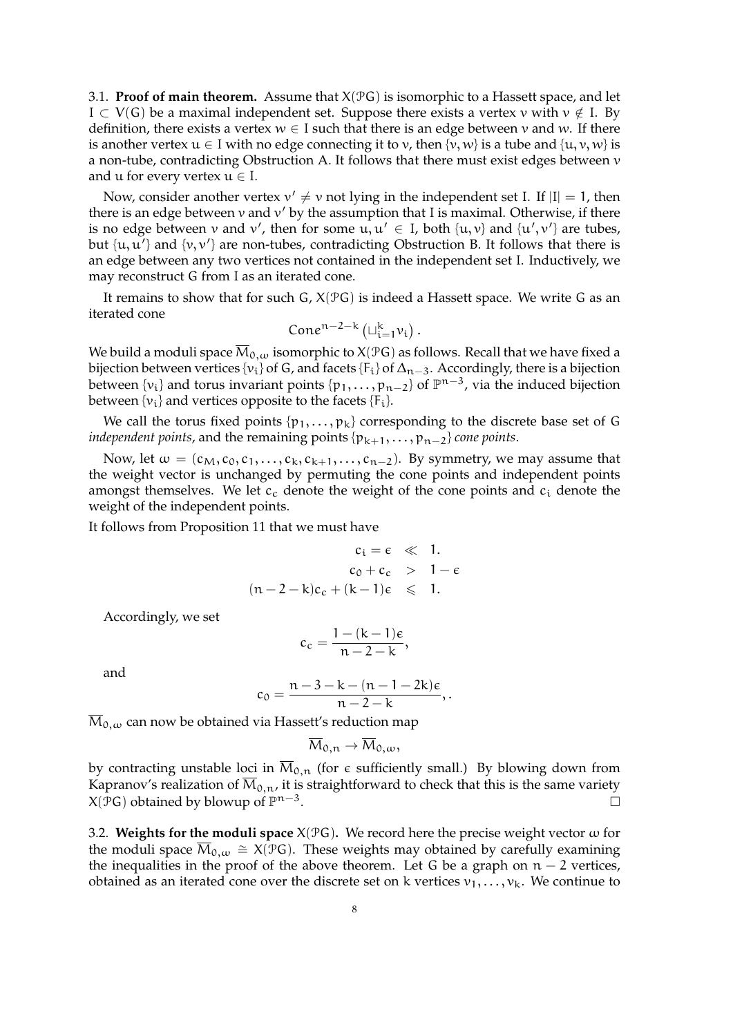3.1. **Proof of main theorem.** Assume that $X(\mathcal{P}G)$ is isomorphic to a Hassett space, and let $I \subset V(G)$ be a maximal independent set. Suppose there exists a vertex $v$ with $v \notin I$. By definition, there exists a vertex $w \in I$ such that there is an edge between $v$ and $w$. If there is another vertex $u \in I$ with no edge connecting it to $v$, then $\{v, w\}$ is a tube and $\{u, v, w\}$ is a non-tube, contradicting Obstruction A. It follows that there must exist edges between $v$ and $u$ for every vertex $u \in I$.

Now, consider another vertex $v' \neq v$ not lying in the independent set I. If $|I| = 1$, then there is an edge between $v$ and $v'$ by the assumption that I is maximal. Otherwise, if there is no edge between $v$ and $v'$, then for some $u, u' \in I$, both $\{u, v\}$ and $\{u', v'\}$ are tubes, but $\{u, u'\}$ and $\{v, v'\}$ are non-tubes, contradicting Obstruction B. It follows that there is an edge between any two vertices not contained in the independent set I. Inductively, we may reconstruct G from I as an iterated cone.

It remains to show that for such G, $X(\mathcal{P}G)$ is indeed a Hassett space. We write G as an iterated cone

$$\mathrm{Cone}^{n-2-k}\left(\sqcup_{i=1}^{k} v_i\right).$$

We build a moduli space $\overline{M}_{0,\omega}$ isomorphic to $X(\mathcal{P}G)$ as follows. Recall that we have fixed a bijection between vertices $\{v_i\}$ of G, and facets $\{F_i\}$ of $\Delta_{n-3}$. Accordingly, there is a bijection between $\{v_i\}$ and torus invariant points $\{p_1, \ldots, p_{n-2}\}$ of $\mathbb{P}^{n-3}$, via the induced bijection between $\{v_i\}$ and vertices opposite to the facets $\{F_i\}$.

We call the torus fixed points $\{p_1, \ldots, p_k\}$ corresponding to the discrete base set of G *independent points*, and the remaining points $\{p_{k+1}, \ldots, p_{n-2}\}$ *cone points*.

Now, let $\omega = (c_M, c_0, c_1, \ldots, c_k, c_{k+1}, \ldots, c_{n-2})$. By symmetry, we may assume that the weight vector is unchanged by permuting the cone points and independent points amongst themselves. We let $c_c$ denote the weight of the cone points and $c_i$ denote the weight of the independent points.

It follows from Proposition 11 that we must have

$$\begin{aligned} c_i = \epsilon &\ll 1. \\ c_0 + c_c &> 1 - \epsilon \\ (n-2-k)c_c + (k-1)\epsilon &\leqslant 1. \end{aligned}$$

Accordingly, we set

$$c_c = \frac{1-(k-1)\epsilon}{n-2-k},$$

and

$$c_0 = \frac{n-3-k-(n-1-2k)\epsilon}{n-2-k},.$$

$\overline{M}_{0,\omega}$ can now be obtained via Hassett's reduction map

$$\overline{M}_{0,n} \to \overline{M}_{0,\omega},$$

by contracting unstable loci in $\overline{M}_{0,n}$ (for $\epsilon$ sufficiently small.) By blowing down from Kapranov's realization of $\overline{M}_{0,n}$, it is straightforward to check that this is the same variety $X(\mathcal{P}G)$ obtained by blowup of $\mathbb{P}^{n-3}$. $\square$

3.2. **Weights for the moduli space** $X(\mathcal{P}G)$**.** We record here the precise weight vector $\omega$ for the moduli space $\overline{M}_{0,\omega} \cong X(\mathcal{P}G)$. These weights may obtained by carefully examining the inequalities in the proof of the above theorem. Let G be a graph on $n-2$ vertices, obtained as an iterated cone over the discrete set on k vertices $v_1, \ldots, v_k$. We continue to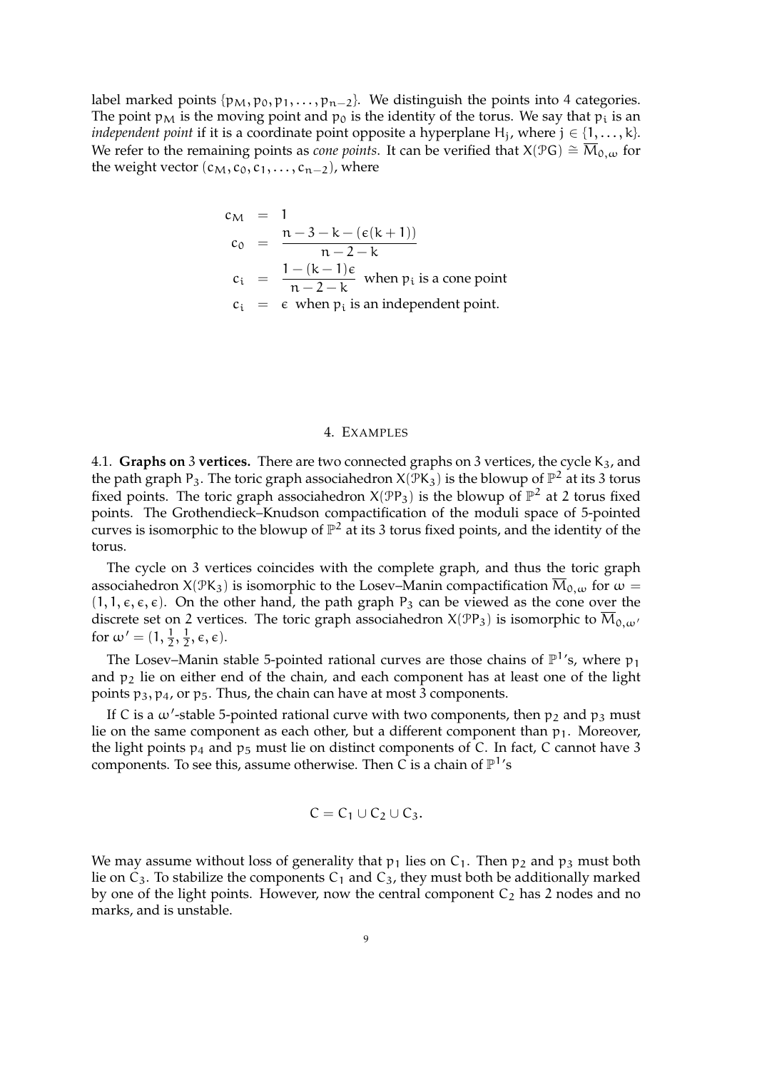label marked points $\{p_M, p_0, p_1, \ldots, p_{n-2}\}$. We distinguish the points into 4 categories. The point $p_M$ is the moving point and $p_0$ is the identity of the torus. We say that $p_i$ is an *independent point* if it is a coordinate point opposite a hyperplane $H_j$, where $j \in \{1, \ldots, k\}$. We refer to the remaining points as *cone points*. It can be verified that $X(\mathcal{P}G) \cong \overline{M}_{0,\omega}$ for the weight vector $(c_M, c_0, c_1, \ldots, c_{n-2})$, where

$$
\begin{aligned}
c_M &= 1 \\
c_0 &= \frac{n-3-k-(\epsilon(k+1))}{n-2-k} \\
c_i &= \frac{1-(k-1)\epsilon}{n-2-k} \text{ when } p_i \text{ is a cone point} \\
c_i &= \epsilon \text{ when } p_i \text{ is an independent point.}
\end{aligned}
$$

## 4. Examples

4.1. **Graphs on 3 vertices.** There are two connected graphs on 3 vertices, the cycle $K_3$, and the path graph $P_3$. The toric graph associahedron $X(\mathcal{P}K_3)$ is the blowup of $\mathbb{P}^2$ at its 3 torus fixed points. The toric graph associahedron $X(\mathcal{P}P_3)$ is the blowup of $\mathbb{P}^2$ at 2 torus fixed points. The Grothendieck–Knudson compactification of the moduli space of 5-pointed curves is isomorphic to the blowup of $\mathbb{P}^2$ at its 3 torus fixed points, and the identity of the torus.

The cycle on 3 vertices coincides with the complete graph, and thus the toric graph associahedron $X(\mathcal{P}K_3)$ is isomorphic to the Losev–Manin compactification $\overline{M}_{0,\omega}$ for $\omega = (1, 1, \epsilon, \epsilon, \epsilon)$. On the other hand, the path graph $P_3$ can be viewed as the cone over the discrete set on 2 vertices. The toric graph associahedron $X(\mathcal{P}P_3)$ is isomorphic to $\overline{M}_{0,\omega'}$ for $\omega' = (1, \frac{1}{2}, \frac{1}{2}, \epsilon, \epsilon)$.

The Losev–Manin stable 5-pointed rational curves are those chains of $\mathbb{P}^1$'s, where $p_1$ and $p_2$ lie on either end of the chain, and each component has at least one of the light points $p_3, p_4$, or $p_5$. Thus, the chain can have at most 3 components.

If $C$ is a $\omega'$-stable 5-pointed rational curve with two components, then $p_2$ and $p_3$ must lie on the same component as each other, but a different component than $p_1$. Moreover, the light points $p_4$ and $p_5$ must lie on distinct components of $C$. In fact, $C$ cannot have 3 components. To see this, assume otherwise. Then $C$ is a chain of $\mathbb{P}^1$'s

$$C = C_1 \cup C_2 \cup C_3.$$

We may assume without loss of generality that $p_1$ lies on $C_1$. Then $p_2$ and $p_3$ must both lie on $C_3$. To stabilize the components $C_1$ and $C_3$, they must both be additionally marked by one of the light points. However, now the central component $C_2$ has 2 nodes and no marks, and is unstable.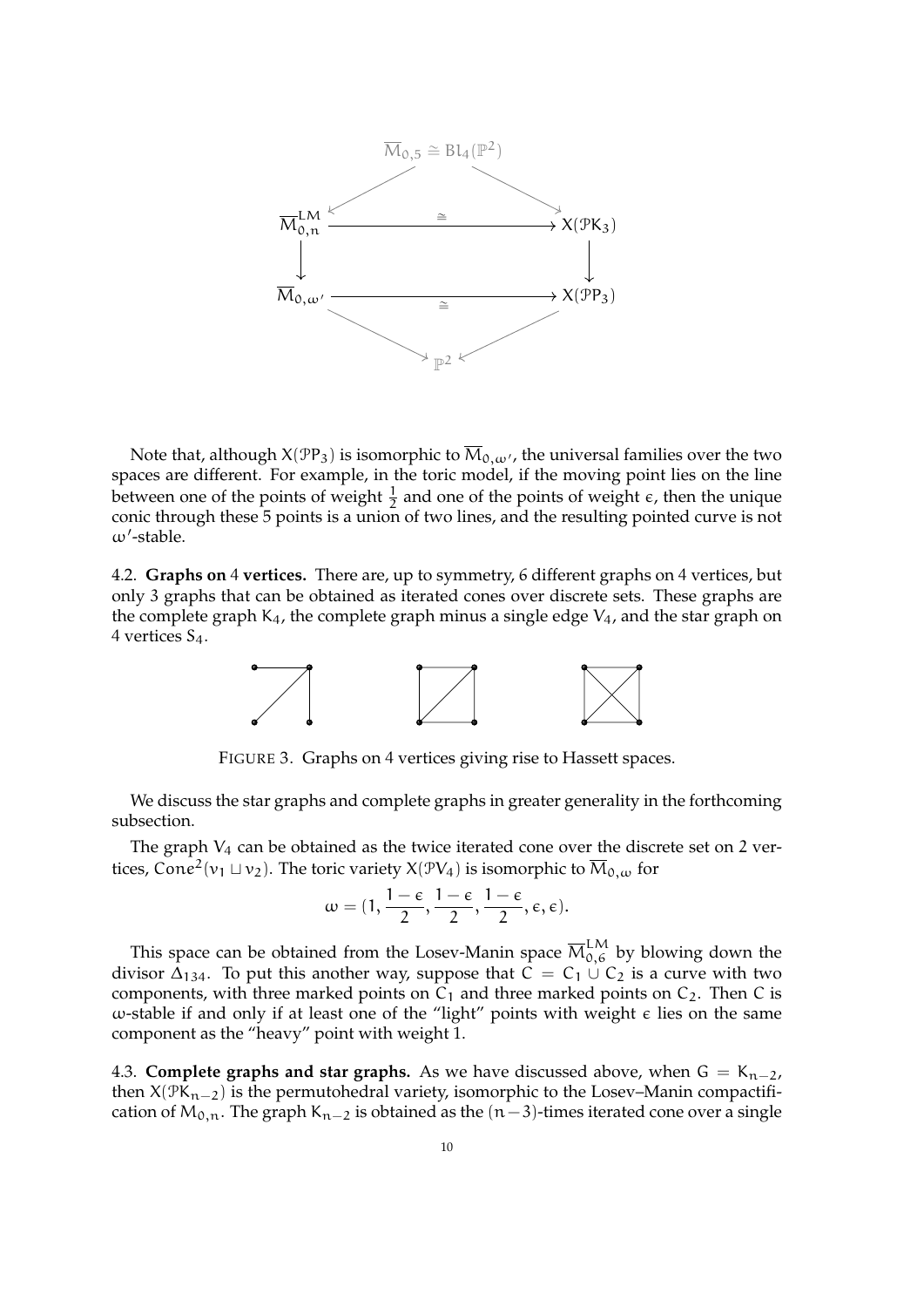$$
\begin{array}{ccc}
 & \overline{M}_{0,5} \cong Bl_4(\mathbb{P}^2) & \\
\swarrow & & \searrow \\
\overline{M}^{LM}_{0,n} & \xrightarrow{\cong} & X(\mathcal{P}K_3) \\
\downarrow & & \downarrow \\
\overline{M}_{0,\omega'} & \xrightarrow{\cong} & X(\mathcal{P}P_3) \\
\searrow & & \swarrow \\
 & \mathbb{P}^2 &
\end{array}
$$

Note that, although $X(\mathcal{P}P_3)$ is isomorphic to $\overline{M}_{0,\omega'}$, the universal families over the two spaces are different. For example, in the toric model, if the moving point lies on the line between one of the points of weight $\frac{1}{2}$ and one of the points of weight $\epsilon$, then the unique conic through these 5 points is a union of two lines, and the resulting pointed curve is not $\omega'$-stable.

4.2. **Graphs on 4 vertices.** There are, up to symmetry, 6 different graphs on 4 vertices, but only 3 graphs that can be obtained as iterated cones over discrete sets. These graphs are the complete graph $K_4$, the complete graph minus a single edge $V_4$, and the star graph on 4 vertices $S_4$.

FIGURE 3. Graphs on 4 vertices giving rise to Hassett spaces.

We discuss the star graphs and complete graphs in greater generality in the forthcoming subsection.

The graph $V_4$ can be obtained as the twice iterated cone over the discrete set on 2 vertices, $\mathrm{Cone}^2(v_1 \sqcup v_2)$. The toric variety $X(\mathcal{P}V_4)$ is isomorphic to $\overline{M}_{0,\omega}$ for

$$
\omega = (1, \frac{1-\epsilon}{2}, \frac{1-\epsilon}{2}, \frac{1-\epsilon}{2}, \epsilon, \epsilon).
$$

This space can be obtained from the Losev-Manin space $\overline{M}^{LM}_{0,6}$ by blowing down the divisor $\Delta_{134}$. To put this another way, suppose that $C = C_1 \cup C_2$ is a curve with two components, with three marked points on $C_1$ and three marked points on $C_2$. Then $C$ is $\omega$-stable if and only if at least one of the "light" points with weight $\epsilon$ lies on the same component as the "heavy" point with weight 1.

4.3. **Complete graphs and star graphs.** As we have discussed above, when $G = K_{n-2}$, then $X(\mathcal{P}K_{n-2})$ is the permutohedral variety, isomorphic to the Losev–Manin compactification of $M_{0,n}$. The graph $K_{n-2}$ is obtained as the $(n-3)$-times iterated cone over a single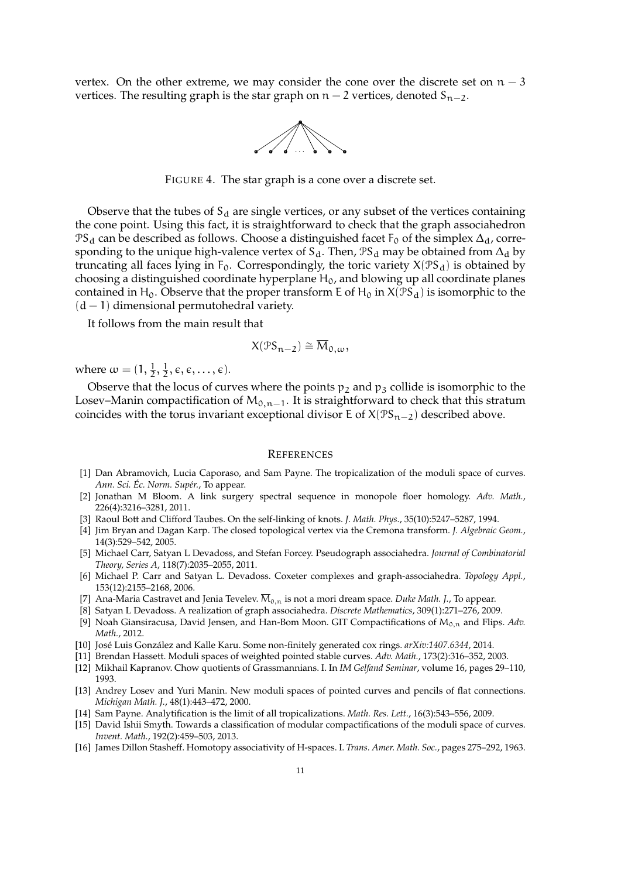vertex. On the other extreme, we may consider the cone over the discrete set on $n-3$ vertices. The resulting graph is the star graph on $n-2$ vertices, denoted $S_{n-2}$.

FIGURE 4. The star graph is a cone over a discrete set.

Observe that the tubes of $S_d$ are single vertices, or any subset of the vertices containing the cone point. Using this fact, it is straightforward to check that the graph associahedron $\mathcal{P}S_d$ can be described as follows. Choose a distinguished facet $F_0$ of the simplex $\Delta_d$, corresponding to the unique high-valence vertex of $S_d$. Then, $\mathcal{P}S_d$ may be obtained from $\Delta_d$ by truncating all faces lying in $F_0$. Correspondingly, the toric variety $X(\mathcal{P}S_d)$ is obtained by choosing a distinguished coordinate hyperplane $H_0$, and blowing up all coordinate planes contained in $H_0$. Observe that the proper transform $E$ of $H_0$ in $X(\mathcal{P}S_d)$ is isomorphic to the $(d-1)$ dimensional permutohedral variety.

It follows from the main result that

$$X(\mathcal{P}S_{n-2}) \cong \overline{M}_{0,\omega},$$

where $\omega = (1, \frac{1}{2}, \frac{1}{2}, \epsilon, \epsilon, \ldots, \epsilon)$.

Observe that the locus of curves where the points $p_2$ and $p_3$ collide is isomorphic to the Losev–Manin compactification of $M_{0,n-1}$. It is straightforward to check that this stratum coincides with the torus invariant exceptional divisor $E$ of $X(\mathcal{P}S_{n-2})$ described above.

## REFERENCES

[1] Dan Abramovich, Lucia Caporaso, and Sam Payne. The tropicalization of the moduli space of curves. *Ann. Sci. Éc. Norm. Supér.*, To appear.

[2] Jonathan M Bloom. A link surgery spectral sequence in monopole floer homology. *Adv. Math.*, 226(4):3216–3281, 2011.

[3] Raoul Bott and Clifford Taubes. On the self-linking of knots. *J. Math. Phys.*, 35(10):5247–5287, 1994.

[4] Jim Bryan and Dagan Karp. The closed topological vertex via the Cremona transform. *J. Algebraic Geom.*, 14(3):529–542, 2005.

[5] Michael Carr, Satyan L Devadoss, and Stefan Forcey. Pseudograph associahedra. *Journal of Combinatorial Theory, Series A*, 118(7):2035–2055, 2011.

[6] Michael P. Carr and Satyan L. Devadoss. Coxeter complexes and graph-associahedra. *Topology Appl.*, 153(12):2155–2168, 2006.

[7] Ana-Maria Castravet and Jenia Tevelev. $\overline{M}_{0,n}$ is not a mori dream space. *Duke Math. J.*, To appear.

[8] Satyan L Devadoss. A realization of graph associahedra. *Discrete Mathematics*, 309(1):271–276, 2009.

[9] Noah Giansiracusa, David Jensen, and Han-Bom Moon. GIT Compactifications of $M_{0,n}$ and Flips. *Adv. Math.*, 2012.

[10] José Luis González and Kalle Karu. Some non-finitely generated cox rings. *arXiv:1407.6344*, 2014.

[11] Brendan Hassett. Moduli spaces of weighted pointed stable curves. *Adv. Math.*, 173(2):316–352, 2003.

[12] Mikhail Kapranov. Chow quotients of Grassmannians. I. In *IM Gelfand Seminar*, volume 16, pages 29–110, 1993.

[13] Andrey Losev and Yuri Manin. New moduli spaces of pointed curves and pencils of flat connections. *Michigan Math. J.*, 48(1):443–472, 2000.

[14] Sam Payne. Analytification is the limit of all tropicalizations. *Math. Res. Lett.*, 16(3):543–556, 2009.

[15] David Ishii Smyth. Towards a classification of modular compactifications of the moduli space of curves. *Invent. Math.*, 192(2):459–503, 2013.

[16] James Dillon Stasheff. Homotopy associativity of H-spaces. I. *Trans. Amer. Math. Soc.*, pages 275–292, 1963.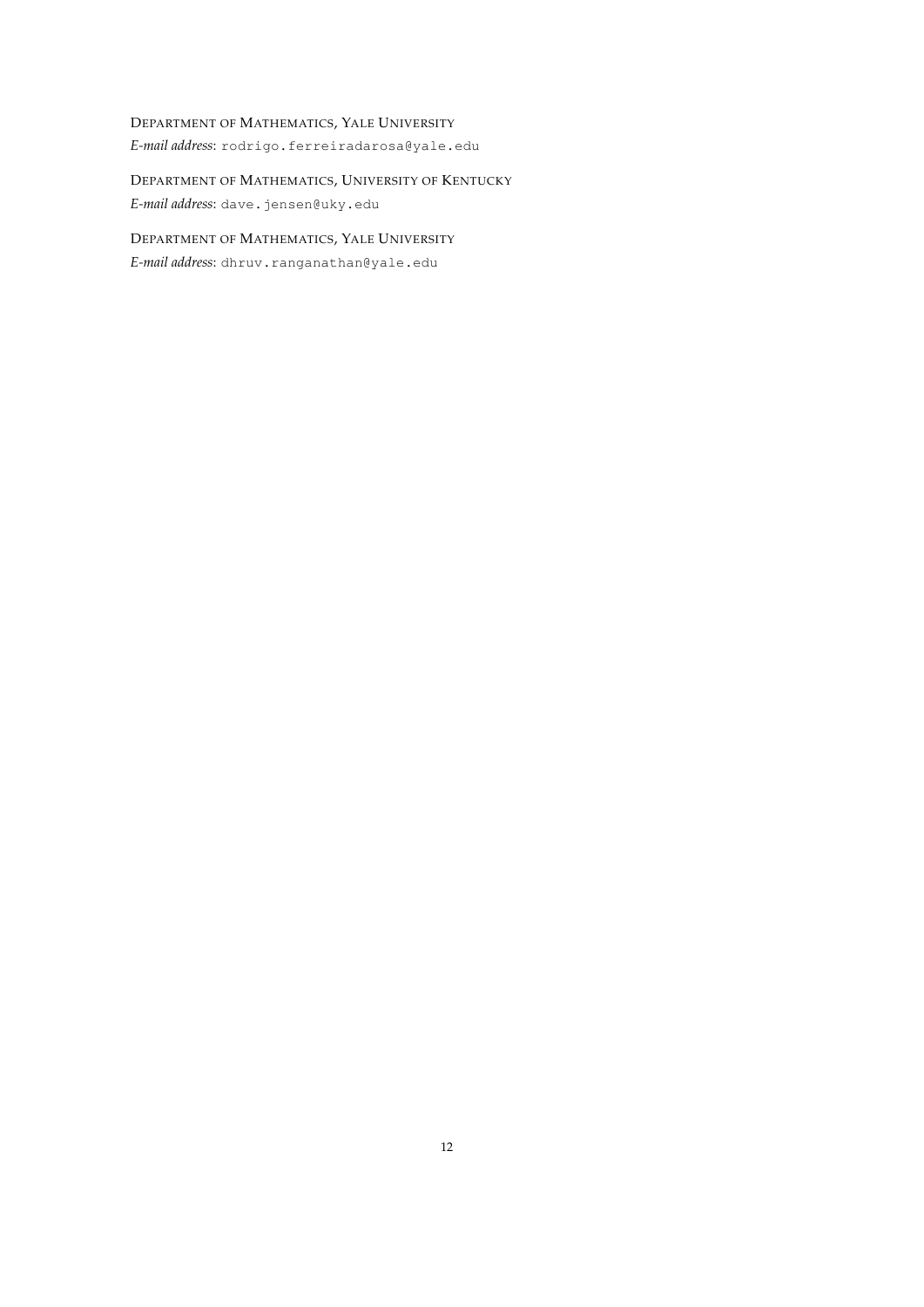DEPARTMENT OF MATHEMATICS, YALE UNIVERSITY

*E-mail address*: rodrigo.ferreiradarosa@yale.edu

DEPARTMENT OF MATHEMATICS, UNIVERSITY OF KENTUCKY

*E-mail address*: dave.jensen@uky.edu

DEPARTMENT OF MATHEMATICS, YALE UNIVERSITY

*E-mail address*: dhruv.ranganathan@yale.edu